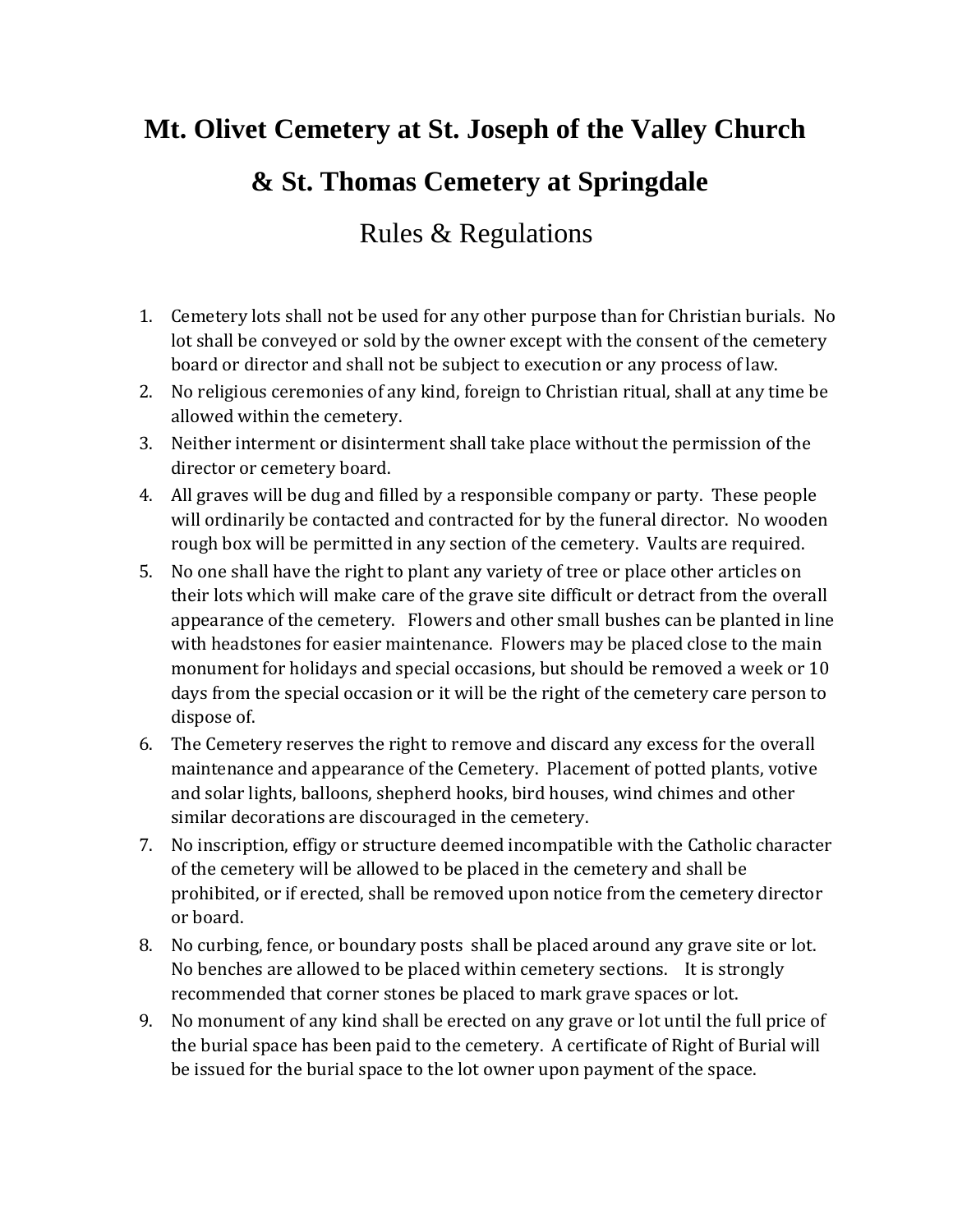# Mt. Olivet Cemetery at St. Joseph of the Valley Church

# & St. Thomas Cemetery at Springdale

## Rules & Regulations

1. Cemetery lots shall not be used for any other purpose than for Christian burials. No lot shall be conveyed or sold by the owner except with the consent of the cemetery board or director and shall not be subject to execution or any process of law.
2. No religious ceremonies of any kind, foreign to Christian ritual, shall at any time be allowed within the cemetery.
3. Neither interment or disinterment shall take place without the permission of the director or cemetery board.
4. All graves will be dug and filled by a responsible company or party. These people will ordinarily be contacted and contracted for by the funeral director. No wooden rough box will be permitted in any section of the cemetery. Vaults are required.
5. No one shall have the right to plant any variety of tree or place other articles on their lots which will make care of the grave site difficult or detract from the overall appearance of the cemetery. Flowers and other small bushes can be planted in line with headstones for easier maintenance. Flowers may be placed close to the main monument for holidays and special occasions, but should be removed a week or 10 days from the special occasion or it will be the right of the cemetery care person to dispose of.
6. The Cemetery reserves the right to remove and discard any excess for the overall maintenance and appearance of the Cemetery. Placement of potted plants, votive and solar lights, balloons, shepherd hooks, bird houses, wind chimes and other similar decorations are discouraged in the cemetery.
7. No inscription, effigy or structure deemed incompatible with the Catholic character of the cemetery will be allowed to be placed in the cemetery and shall be prohibited, or if erected, shall be removed upon notice from the cemetery director or board.
8. No curbing, fence, or boundary posts shall be placed around any grave site or lot. No benches are allowed to be placed within cemetery sections. It is strongly recommended that corner stones be placed to mark grave spaces or lot.
9. No monument of any kind shall be erected on any grave or lot until the full price of the burial space has been paid to the cemetery. A certificate of Right of Burial will be issued for the burial space to the lot owner upon payment of the space.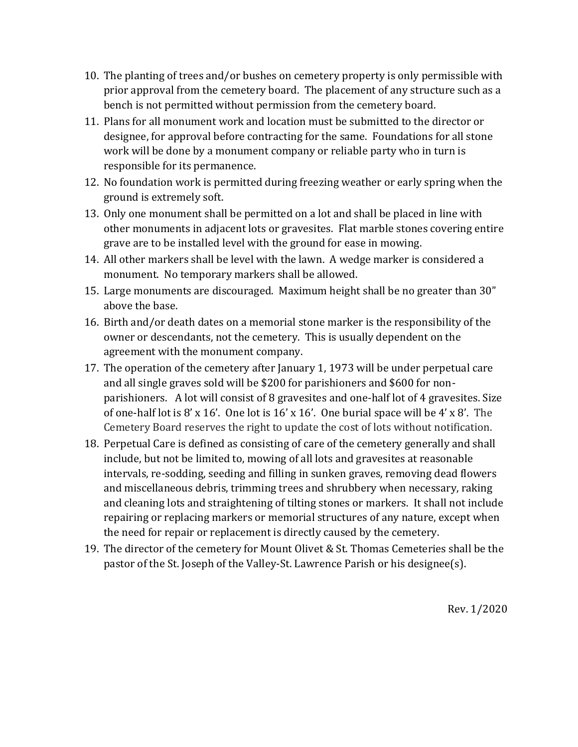10. The planting of trees and/or bushes on cemetery property is only permissible with prior approval from the cemetery board. The placement of any structure such as a bench is not permitted without permission from the cemetery board.
11. Plans for all monument work and location must be submitted to the director or designee, for approval before contracting for the same. Foundations for all stone work will be done by a monument company or reliable party who in turn is responsible for its permanence.
12. No foundation work is permitted during freezing weather or early spring when the ground is extremely soft.
13. Only one monument shall be permitted on a lot and shall be placed in line with other monuments in adjacent lots or gravesites. Flat marble stones covering entire grave are to be installed level with the ground for ease in mowing.
14. All other markers shall be level with the lawn. A wedge marker is considered a monument. No temporary markers shall be allowed.
15. Large monuments are discouraged. Maximum height shall be no greater than 30" above the base.
16. Birth and/or death dates on a memorial stone marker is the responsibility of the owner or descendants, not the cemetery. This is usually dependent on the agreement with the monument company.
17. The operation of the cemetery after January 1, 1973 will be under perpetual care and all single graves sold will be $200 for parishioners and $600 for non-parishioners. A lot will consist of 8 gravesites and one-half lot of 4 gravesites. Size of one-half lot is 8' x 16'. One lot is 16' x 16'. One burial space will be 4' x 8'. The Cemetery Board reserves the right to update the cost of lots without notification.
18. Perpetual Care is defined as consisting of care of the cemetery generally and shall include, but not be limited to, mowing of all lots and gravesites at reasonable intervals, re-sodding, seeding and filling in sunken graves, removing dead flowers and miscellaneous debris, trimming trees and shrubbery when necessary, raking and cleaning lots and straightening of tilting stones or markers. It shall not include repairing or replacing markers or memorial structures of any nature, except when the need for repair or replacement is directly caused by the cemetery.
19. The director of the cemetery for Mount Olivet & St. Thomas Cemeteries shall be the pastor of the St. Joseph of the Valley-St. Lawrence Parish or his designee(s).

Rev. 1/2020